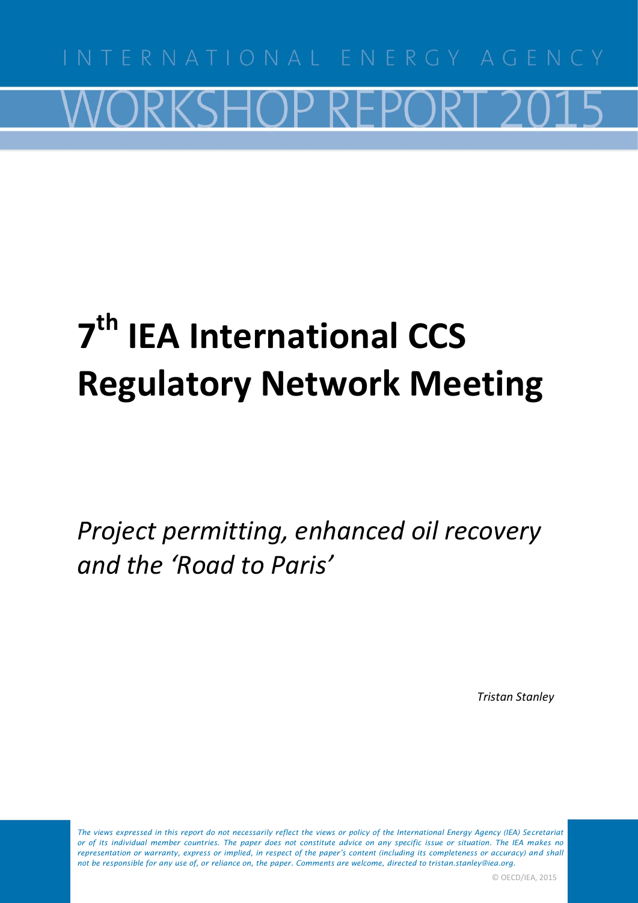INTERNATIONAL ENERGY AGENCY

WORKSHOP REPORT 2015

# 7th IEA International CCS Regulatory Network Meeting

*Project permitting, enhanced oil recovery and the 'Road to Paris'*

*Tristan Stanley*

*The views expressed in this report do not necessarily reflect the views or policy of the International Energy Agency (IEA) Secretariat or of its individual member countries. The paper does not constitute advice on any specific issue or situation. The IEA makes no representation or warranty, express or implied, in respect of the paper's content (including its completeness or accuracy) and shall not be responsible for any use of, or reliance on, the paper. Comments are welcome, directed to tristan.stanley@iea.org.*

© OECD/IEA, 2015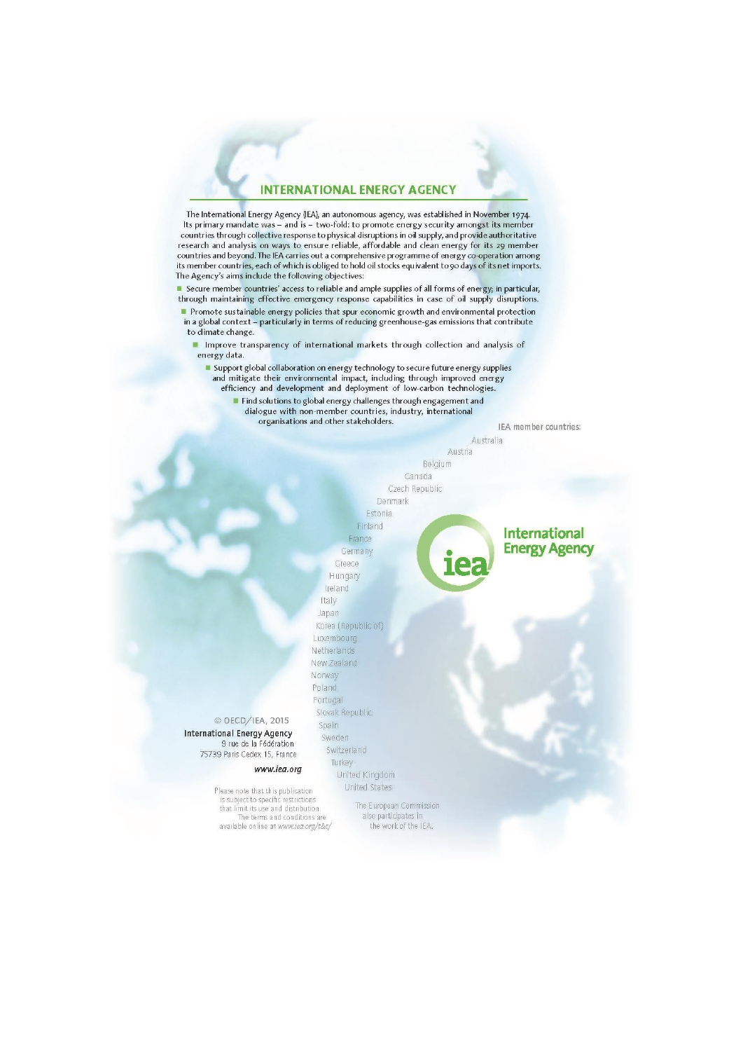## INTERNATIONAL ENERGY AGENCY

The International Energy Agency (IEA), an autonomous agency, was established in November 1974. Its primary mandate was – and is – two-fold: to promote energy security amongst its member countries through collective response to physical disruptions in oil supply, and provide authoritative research and analysis on ways to ensure reliable, affordable and clean energy for its 29 member countries and beyond. The IEA carries out a comprehensive programme of energy co-operation among its member countries, each of which is obliged to hold oil stocks equivalent to 90 days of its net imports. The Agency's aims include the following objectives:

- Secure member countries' access to reliable and ample supplies of all forms of energy; in particular, through maintaining effective emergency response capabilities in case of oil supply disruptions.
- Promote sustainable energy policies that spur economic growth and environmental protection in a global context – particularly in terms of reducing greenhouse-gas emissions that contribute to climate change.
- Improve transparency of international markets through collection and analysis of energy data.
- Support global collaboration on energy technology to secure future energy supplies and mitigate their environmental impact, including through improved energy efficiency and development and deployment of low-carbon technologies.
- Find solutions to global energy challenges through engagement and dialogue with non-member countries, industry, international organisations and other stakeholders.

IEA member countries:

Australia
Austria
Belgium
Canada
Czech Republic
Denmark
Estonia
Finland
France
Germany
Greece
Hungary
Ireland
Italy
Japan
Korea (Republic of)
Luxembourg
Netherlands
New Zealand
Norway
Poland
Portugal
Slovak Republic
Spain
Sweden
Switzerland
Turkey
United Kingdom
United States

The European Commission also participates in the work of the IEA.

International Energy Agency

© OECD/IEA, 2015
International Energy Agency
9 rue de la Fédération
75739 Paris Cedex 15, France

*www.iea.org*

Please note that this publication is subject to specific restrictions that limit its use and distribution. The terms and conditions are available online at *www.iea.org/t&c/*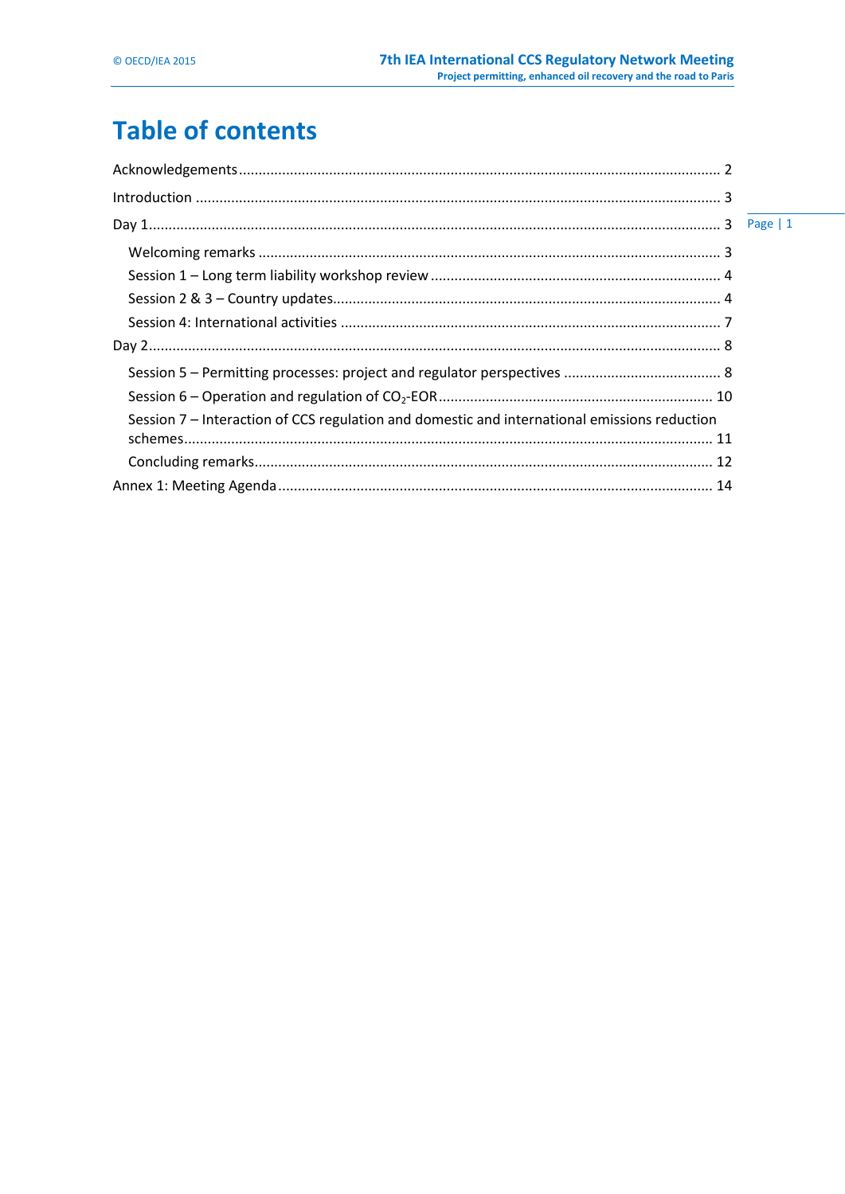# Table of contents

Acknowledgements ........................................................................................................................ 2

Introduction .................................................................................................................................. 3

Day 1............................................................................................................................................. 3

- Welcoming remarks ................................................................................................................... 3
- Session 1 – Long term liability workshop review ....................................................................... 4
- Session 2 & 3 – Country updates................................................................................................. 4
- Session 4: International activities .............................................................................................. 7

Day 2............................................................................................................................................. 8

- Session 5 – Permitting processes: project and regulator perspectives ....................................... 8
- Session 6 – Operation and regulation of $CO_2$-EOR .................................................................... 10
- Session 7 – Interaction of CCS regulation and domestic and international emissions reduction schemes..................................................................................................................................... 11
- Concluding remarks.................................................................................................................. 12

Annex 1: Meeting Agenda ............................................................................................................ 14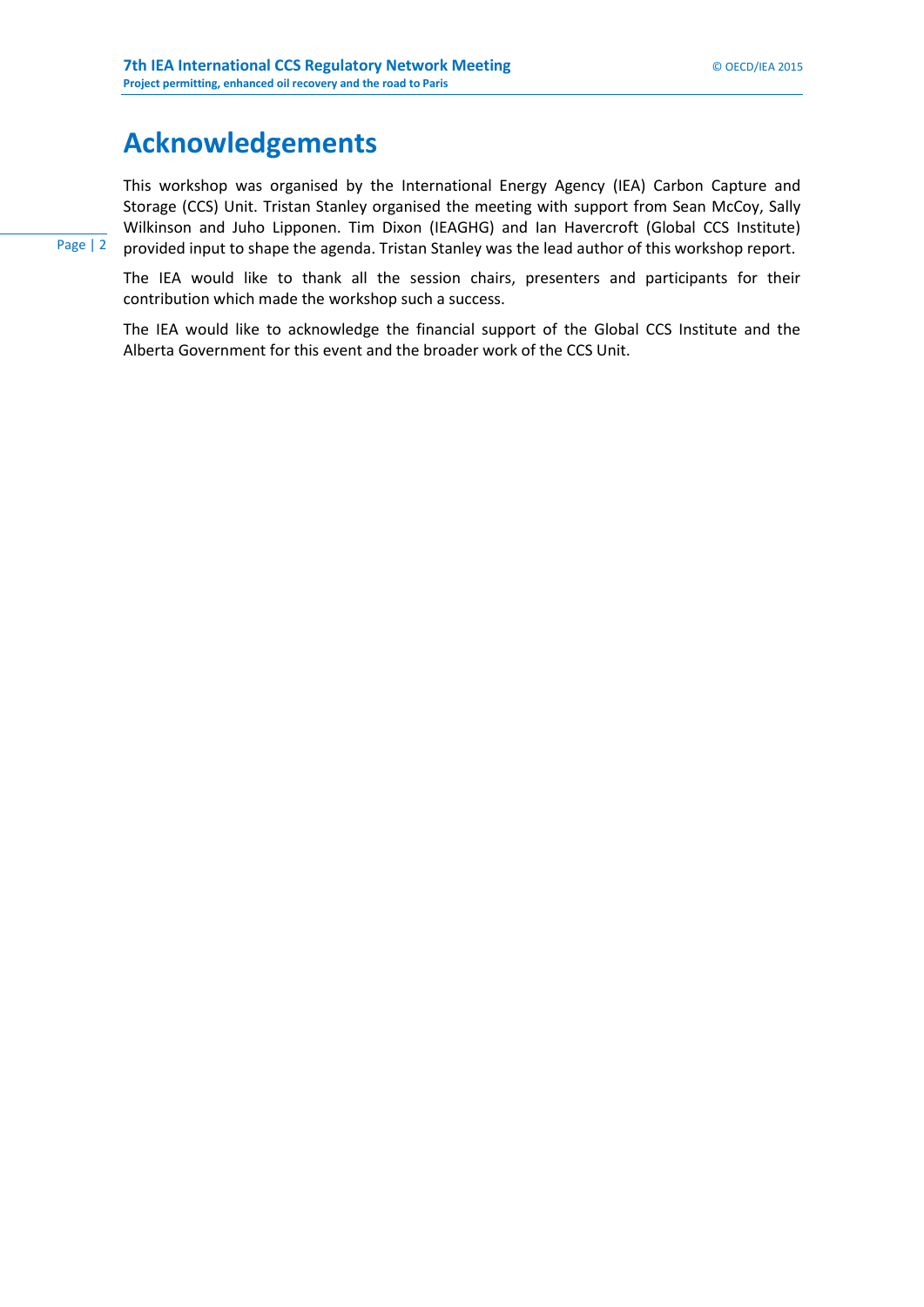# Acknowledgements

This workshop was organised by the International Energy Agency (IEA) Carbon Capture and Storage (CCS) Unit. Tristan Stanley organised the meeting with support from Sean McCoy, Sally Wilkinson and Juho Lipponen. Tim Dixon (IEAGHG) and Ian Havercroft (Global CCS Institute) provided input to shape the agenda. Tristan Stanley was the lead author of this workshop report.

The IEA would like to thank all the session chairs, presenters and participants for their contribution which made the workshop such a success.

The IEA would like to acknowledge the financial support of the Global CCS Institute and the Alberta Government for this event and the broader work of the CCS Unit.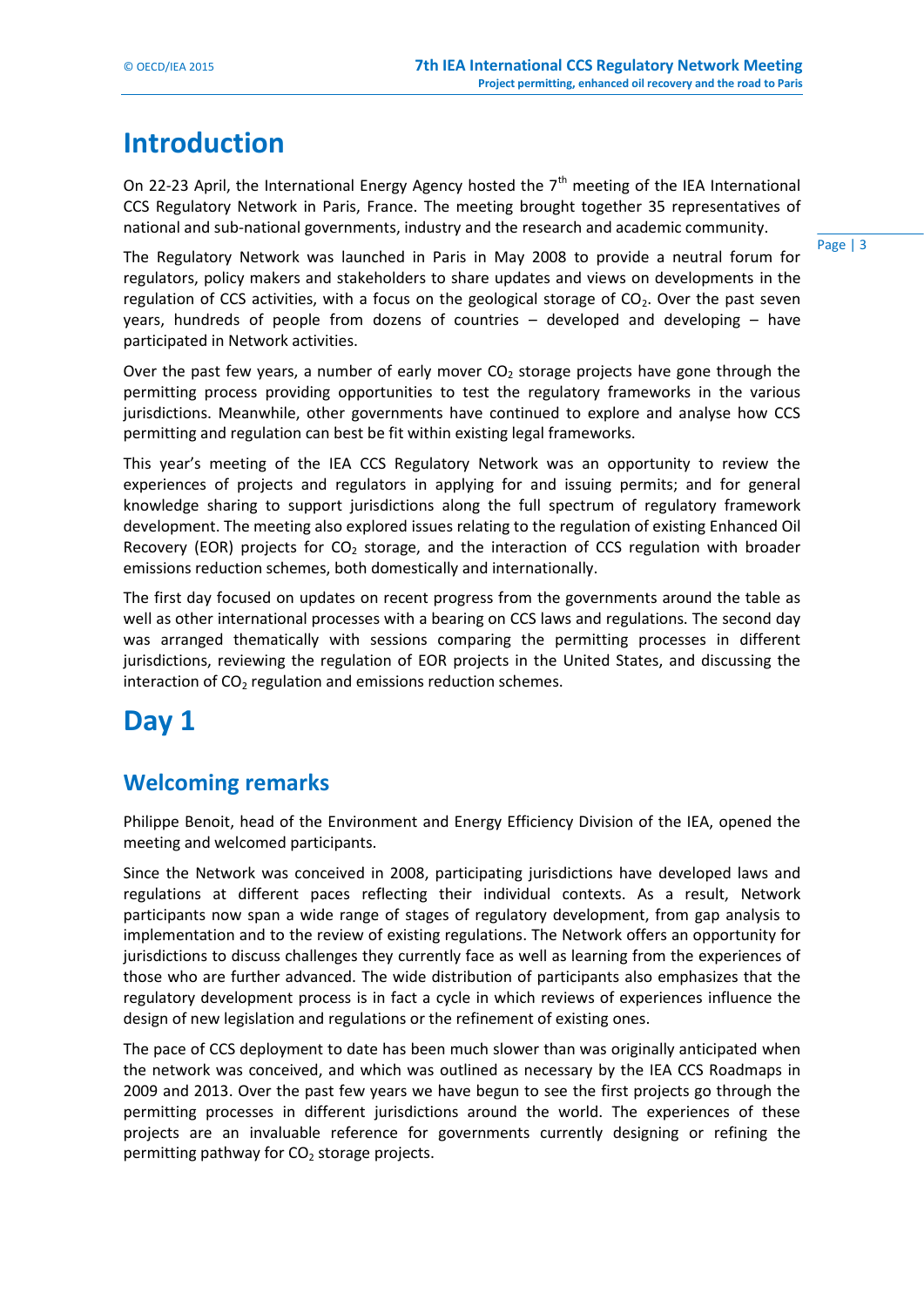# Introduction

On 22-23 April, the International Energy Agency hosted the 7th meeting of the IEA International CCS Regulatory Network in Paris, France. The meeting brought together 35 representatives of national and sub-national governments, industry and the research and academic community.

The Regulatory Network was launched in Paris in May 2008 to provide a neutral forum for regulators, policy makers and stakeholders to share updates and views on developments in the regulation of CCS activities, with a focus on the geological storage of $CO_2$. Over the past seven years, hundreds of people from dozens of countries – developed and developing – have participated in Network activities.

Over the past few years, a number of early mover $CO_2$ storage projects have gone through the permitting process providing opportunities to test the regulatory frameworks in the various jurisdictions. Meanwhile, other governments have continued to explore and analyse how CCS permitting and regulation can best be fit within existing legal frameworks.

This year's meeting of the IEA CCS Regulatory Network was an opportunity to review the experiences of projects and regulators in applying for and issuing permits; and for general knowledge sharing to support jurisdictions along the full spectrum of regulatory framework development. The meeting also explored issues relating to the regulation of existing Enhanced Oil Recovery (EOR) projects for $CO_2$ storage, and the interaction of CCS regulation with broader emissions reduction schemes, both domestically and internationally.

The first day focused on updates on recent progress from the governments around the table as well as other international processes with a bearing on CCS laws and regulations. The second day was arranged thematically with sessions comparing the permitting processes in different jurisdictions, reviewing the regulation of EOR projects in the United States, and discussing the interaction of $CO_2$ regulation and emissions reduction schemes.

# Day 1

## Welcoming remarks

Philippe Benoit, head of the Environment and Energy Efficiency Division of the IEA, opened the meeting and welcomed participants.

Since the Network was conceived in 2008, participating jurisdictions have developed laws and regulations at different paces reflecting their individual contexts. As a result, Network participants now span a wide range of stages of regulatory development, from gap analysis to implementation and to the review of existing regulations. The Network offers an opportunity for jurisdictions to discuss challenges they currently face as well as learning from the experiences of those who are further advanced. The wide distribution of participants also emphasizes that the regulatory development process is in fact a cycle in which reviews of experiences influence the design of new legislation and regulations or the refinement of existing ones.

The pace of CCS deployment to date has been much slower than was originally anticipated when the network was conceived, and which was outlined as necessary by the IEA CCS Roadmaps in 2009 and 2013. Over the past few years we have begun to see the first projects go through the permitting processes in different jurisdictions around the world. The experiences of these projects are an invaluable reference for governments currently designing or refining the permitting pathway for $CO_2$ storage projects.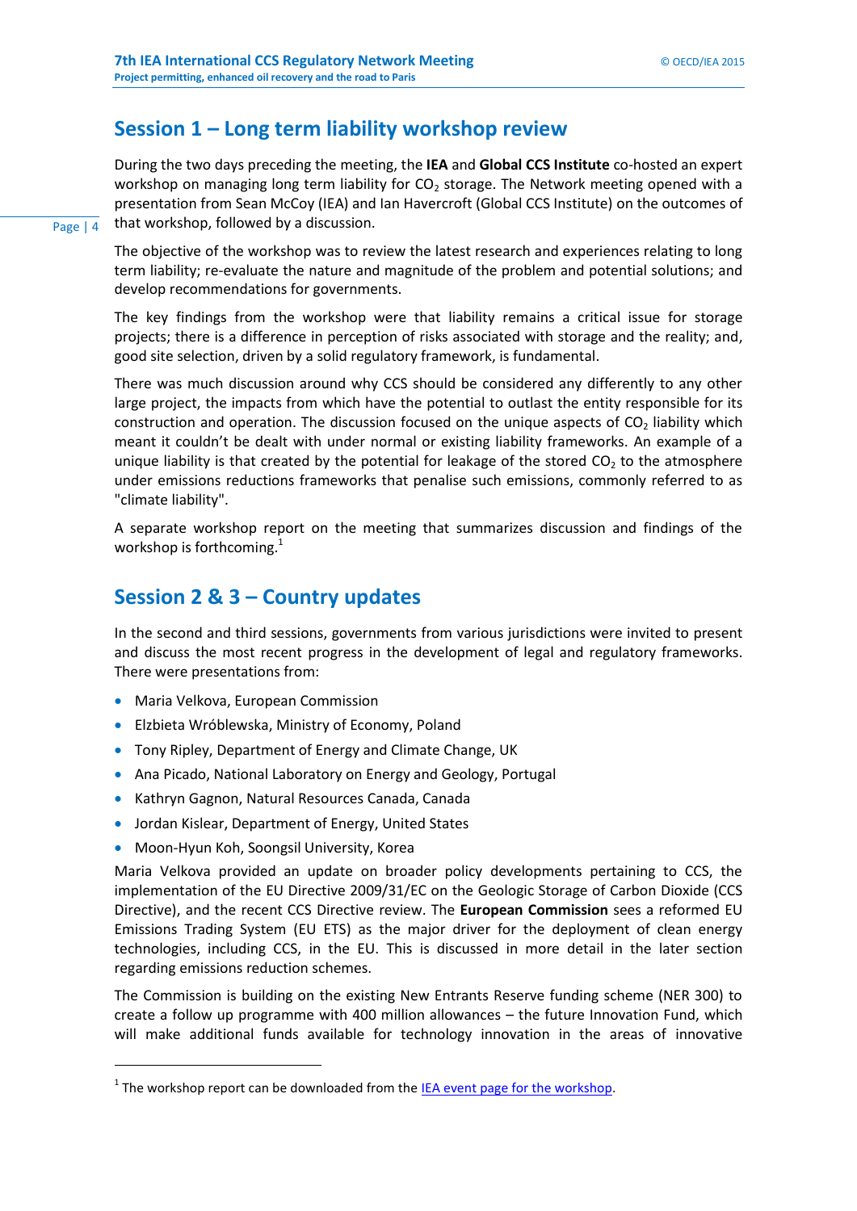## Session 1 – Long term liability workshop review

During the two days preceding the meeting, the **IEA** and **Global CCS Institute** co-hosted an expert workshop on managing long term liability for $CO_2$ storage. The Network meeting opened with a presentation from Sean McCoy (IEA) and Ian Havercroft (Global CCS Institute) on the outcomes of that workshop, followed by a discussion.

The objective of the workshop was to review the latest research and experiences relating to long term liability; re-evaluate the nature and magnitude of the problem and potential solutions; and develop recommendations for governments.

The key findings from the workshop were that liability remains a critical issue for storage projects; there is a difference in perception of risks associated with storage and the reality; and, good site selection, driven by a solid regulatory framework, is fundamental.

There was much discussion around why CCS should be considered any differently to any other large project, the impacts from which have the potential to outlast the entity responsible for its construction and operation. The discussion focused on the unique aspects of $CO_2$ liability which meant it couldn't be dealt with under normal or existing liability frameworks. An example of a unique liability is that created by the potential for leakage of the stored $CO_2$ to the atmosphere under emissions reductions frameworks that penalise such emissions, commonly referred to as "climate liability".

A separate workshop report on the meeting that summarizes discussion and findings of the workshop is forthcoming.[1]

## Session 2 & 3 – Country updates

In the second and third sessions, governments from various jurisdictions were invited to present and discuss the most recent progress in the development of legal and regulatory frameworks. There were presentations from:

- Maria Velkova, European Commission
- Elzbieta Wróblewska, Ministry of Economy, Poland
- Tony Ripley, Department of Energy and Climate Change, UK
- Ana Picado, National Laboratory on Energy and Geology, Portugal
- Kathryn Gagnon, Natural Resources Canada, Canada
- Jordan Kislear, Department of Energy, United States
- Moon-Hyun Koh, Soongsil University, Korea

Maria Velkova provided an update on broader policy developments pertaining to CCS, the implementation of the EU Directive 2009/31/EC on the Geologic Storage of Carbon Dioxide (CCS Directive), and the recent CCS Directive review. The **European Commission** sees a reformed EU Emissions Trading System (EU ETS) as the major driver for the deployment of clean energy technologies, including CCS, in the EU. This is discussed in more detail in the later section regarding emissions reduction schemes.

The Commission is building on the existing New Entrants Reserve funding scheme (NER 300) to create a follow up programme with 400 million allowances – the future Innovation Fund, which will make additional funds available for technology innovation in the areas of innovative

---

[1] The workshop report can be downloaded from the IEA event page for the workshop.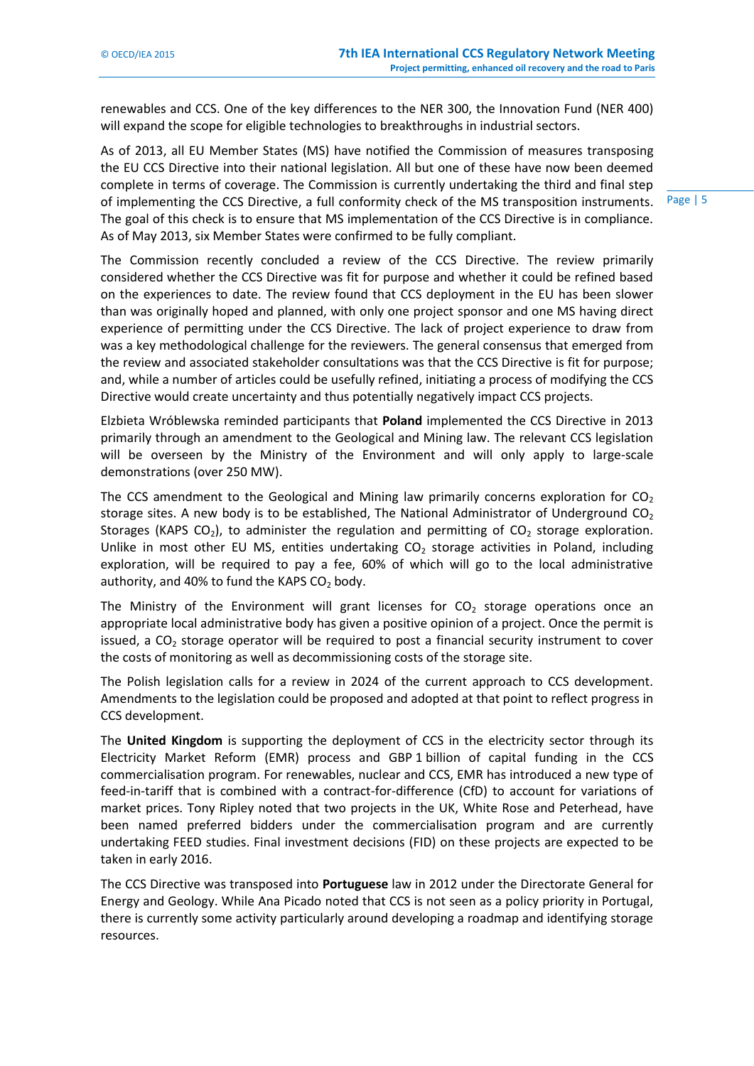renewables and CCS. One of the key differences to the NER 300, the Innovation Fund (NER 400) will expand the scope for eligible technologies to breakthroughs in industrial sectors.

As of 2013, all EU Member States (MS) have notified the Commission of measures transposing the EU CCS Directive into their national legislation. All but one of these have now been deemed complete in terms of coverage. The Commission is currently undertaking the third and final step of implementing the CCS Directive, a full conformity check of the MS transposition instruments. The goal of this check is to ensure that MS implementation of the CCS Directive is in compliance. As of May 2013, six Member States were confirmed to be fully compliant.

The Commission recently concluded a review of the CCS Directive. The review primarily considered whether the CCS Directive was fit for purpose and whether it could be refined based on the experiences to date. The review found that CCS deployment in the EU has been slower than was originally hoped and planned, with only one project sponsor and one MS having direct experience of permitting under the CCS Directive. The lack of project experience to draw from was a key methodological challenge for the reviewers. The general consensus that emerged from the review and associated stakeholder consultations was that the CCS Directive is fit for purpose; and, while a number of articles could be usefully refined, initiating a process of modifying the CCS Directive would create uncertainty and thus potentially negatively impact CCS projects.

Elzbieta Wróblewska reminded participants that **Poland** implemented the CCS Directive in 2013 primarily through an amendment to the Geological and Mining law. The relevant CCS legislation will be overseen by the Ministry of the Environment and will only apply to large-scale demonstrations (over 250 MW).

The CCS amendment to the Geological and Mining law primarily concerns exploration for $CO_2$ storage sites. A new body is to be established, The National Administrator of Underground $CO_2$ Storages (KAPS $CO_2$), to administer the regulation and permitting of $CO_2$ storage exploration. Unlike in most other EU MS, entities undertaking $CO_2$ storage activities in Poland, including exploration, will be required to pay a fee, 60% of which will go to the local administrative authority, and 40% to fund the KAPS $CO_2$ body.

The Ministry of the Environment will grant licenses for $CO_2$ storage operations once an appropriate local administrative body has given a positive opinion of a project. Once the permit is issued, a $CO_2$ storage operator will be required to post a financial security instrument to cover the costs of monitoring as well as decommissioning costs of the storage site.

The Polish legislation calls for a review in 2024 of the current approach to CCS development. Amendments to the legislation could be proposed and adopted at that point to reflect progress in CCS development.

The **United Kingdom** is supporting the deployment of CCS in the electricity sector through its Electricity Market Reform (EMR) process and GBP 1 billion of capital funding in the CCS commercialisation program. For renewables, nuclear and CCS, EMR has introduced a new type of feed-in-tariff that is combined with a contract-for-difference (CfD) to account for variations of market prices. Tony Ripley noted that two projects in the UK, White Rose and Peterhead, have been named preferred bidders under the commercialisation program and are currently undertaking FEED studies. Final investment decisions (FID) on these projects are expected to be taken in early 2016.

The CCS Directive was transposed into **Portuguese** law in 2012 under the Directorate General for Energy and Geology. While Ana Picado noted that CCS is not seen as a policy priority in Portugal, there is currently some activity particularly around developing a roadmap and identifying storage resources.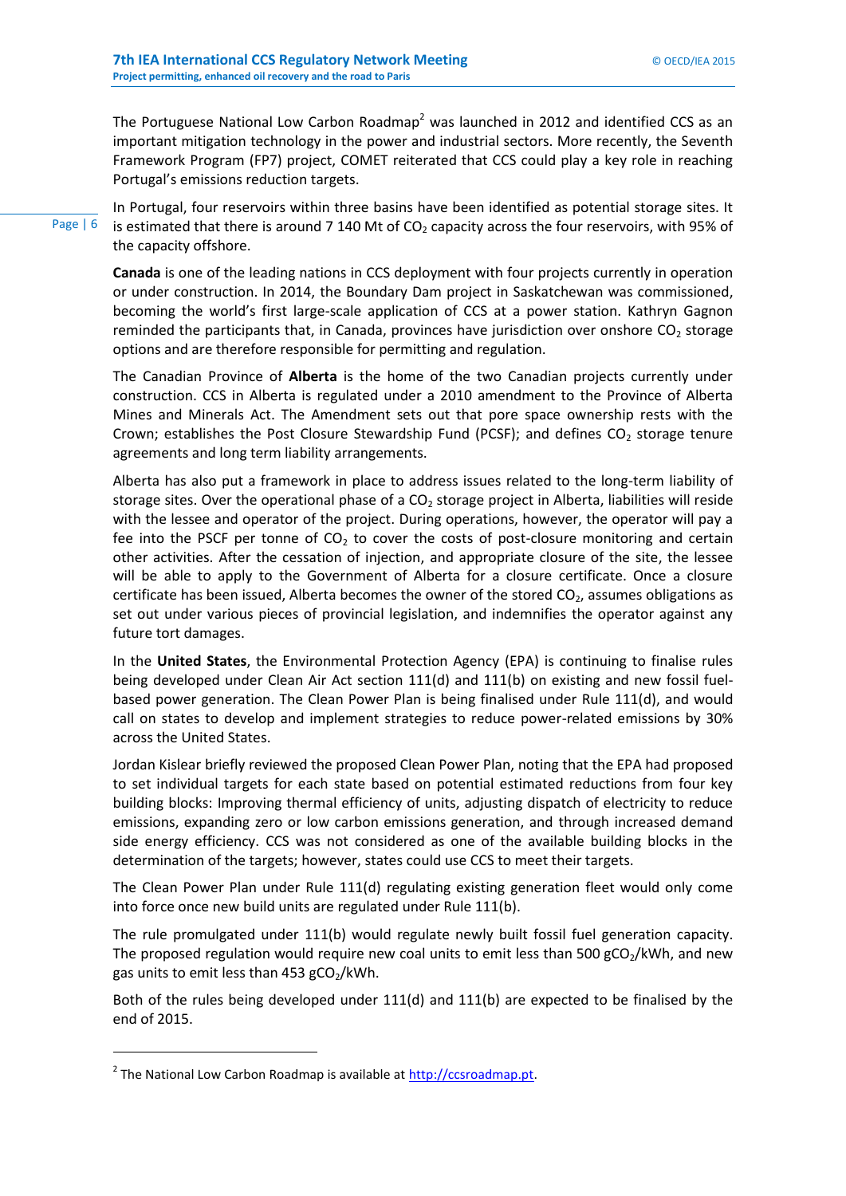The Portuguese National Low Carbon Roadmap[2] was launched in 2012 and identified CCS as an important mitigation technology in the power and industrial sectors. More recently, the Seventh Framework Program (FP7) project, COMET reiterated that CCS could play a key role in reaching Portugal's emissions reduction targets.

In Portugal, four reservoirs within three basins have been identified as potential storage sites. It is estimated that there is around 7 140 Mt of $CO_2$ capacity across the four reservoirs, with 95% of the capacity offshore.

**Canada** is one of the leading nations in CCS deployment with four projects currently in operation or under construction. In 2014, the Boundary Dam project in Saskatchewan was commissioned, becoming the world's first large-scale application of CCS at a power station. Kathryn Gagnon reminded the participants that, in Canada, provinces have jurisdiction over onshore $CO_2$ storage options and are therefore responsible for permitting and regulation.

The Canadian Province of **Alberta** is the home of the two Canadian projects currently under construction. CCS in Alberta is regulated under a 2010 amendment to the Province of Alberta Mines and Minerals Act. The Amendment sets out that pore space ownership rests with the Crown; establishes the Post Closure Stewardship Fund (PCSF); and defines $CO_2$ storage tenure agreements and long term liability arrangements.

Alberta has also put a framework in place to address issues related to the long-term liability of storage sites. Over the operational phase of a $CO_2$ storage project in Alberta, liabilities will reside with the lessee and operator of the project. During operations, however, the operator will pay a fee into the PSCF per tonne of $CO_2$ to cover the costs of post-closure monitoring and certain other activities. After the cessation of injection, and appropriate closure of the site, the lessee will be able to apply to the Government of Alberta for a closure certificate. Once a closure certificate has been issued, Alberta becomes the owner of the stored $CO_2$, assumes obligations as set out under various pieces of provincial legislation, and indemnifies the operator against any future tort damages.

In the **United States**, the Environmental Protection Agency (EPA) is continuing to finalise rules being developed under Clean Air Act section 111(d) and 111(b) on existing and new fossil fuel-based power generation. The Clean Power Plan is being finalised under Rule 111(d), and would call on states to develop and implement strategies to reduce power-related emissions by 30% across the United States.

Jordan Kislear briefly reviewed the proposed Clean Power Plan, noting that the EPA had proposed to set individual targets for each state based on potential estimated reductions from four key building blocks: Improving thermal efficiency of units, adjusting dispatch of electricity to reduce emissions, expanding zero or low carbon emissions generation, and through increased demand side energy efficiency. CCS was not considered as one of the available building blocks in the determination of the targets; however, states could use CCS to meet their targets.

The Clean Power Plan under Rule 111(d) regulating existing generation fleet would only come into force once new build units are regulated under Rule 111(b).

The rule promulgated under 111(b) would regulate newly built fossil fuel generation capacity. The proposed regulation would require new coal units to emit less than 500 $gCO_2$/kWh, and new gas units to emit less than 453 $gCO_2$/kWh.

Both of the rules being developed under 111(d) and 111(b) are expected to be finalised by the end of 2015.

[2] The National Low Carbon Roadmap is available at http://ccsroadmap.pt.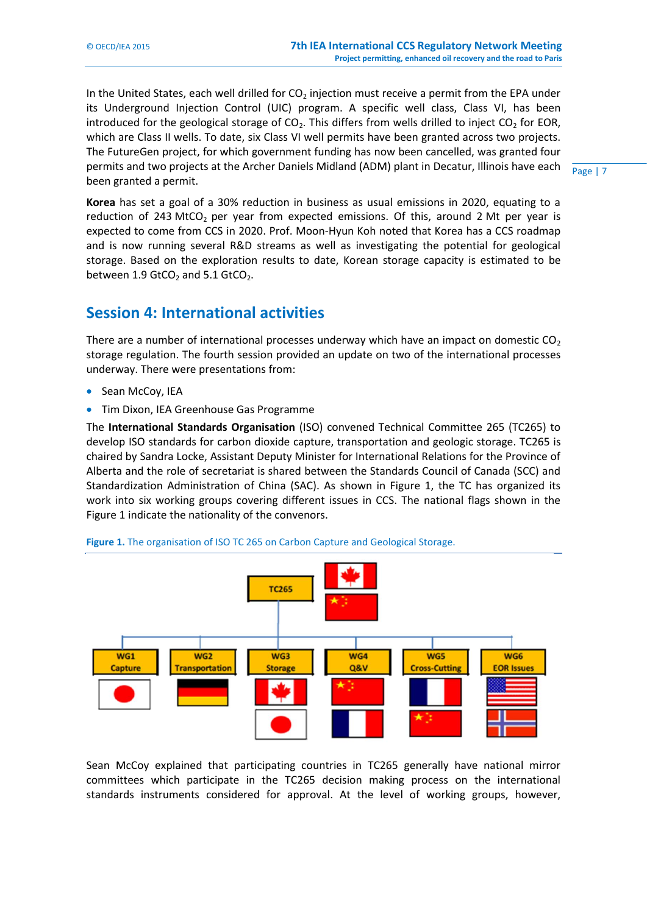In the United States, each well drilled for $CO_2$ injection must receive a permit from the EPA under its Underground Injection Control (UIC) program. A specific well class, Class VI, has been introduced for the geological storage of $CO_2$. This differs from wells drilled to inject $CO_2$ for EOR, which are Class II wells. To date, six Class VI well permits have been granted across two projects. The FutureGen project, for which government funding has now been cancelled, was granted four permits and two projects at the Archer Daniels Midland (ADM) plant in Decatur, Illinois have each been granted a permit.

**Korea** has set a goal of a 30% reduction in business as usual emissions in 2020, equating to a reduction of 243 $MtCO_2$ per year from expected emissions. Of this, around 2 Mt per year is expected to come from CCS in 2020. Prof. Moon-Hyun Koh noted that Korea has a CCS roadmap and is now running several R&D streams as well as investigating the potential for geological storage. Based on the exploration results to date, Korean storage capacity is estimated to be between 1.9 $GtCO_2$ and 5.1 $GtCO_2$.

## Session 4: International activities

There are a number of international processes underway which have an impact on domestic $CO_2$ storage regulation. The fourth session provided an update on two of the international processes underway. There were presentations from:

- Sean McCoy, IEA
- Tim Dixon, IEA Greenhouse Gas Programme

The **International Standards Organisation** (ISO) convened Technical Committee 265 (TC265) to develop ISO standards for carbon dioxide capture, transportation and geologic storage. TC265 is chaired by Sandra Locke, Assistant Deputy Minister for International Relations for the Province of Alberta and the role of secretariat is shared between the Standards Council of Canada (SCC) and Standardization Administration of China (SAC). As shown in Figure 1, the TC has organized its work into six working groups covering different issues in CCS. The national flags shown in the Figure 1 indicate the nationality of the convenors.

**Figure 1.** The organisation of ISO TC 265 on Carbon Capture and Geological Storage.

Sean McCoy explained that participating countries in TC265 generally have national mirror committees which participate in the TC265 decision making process on the international standards instruments considered for approval. At the level of working groups, however,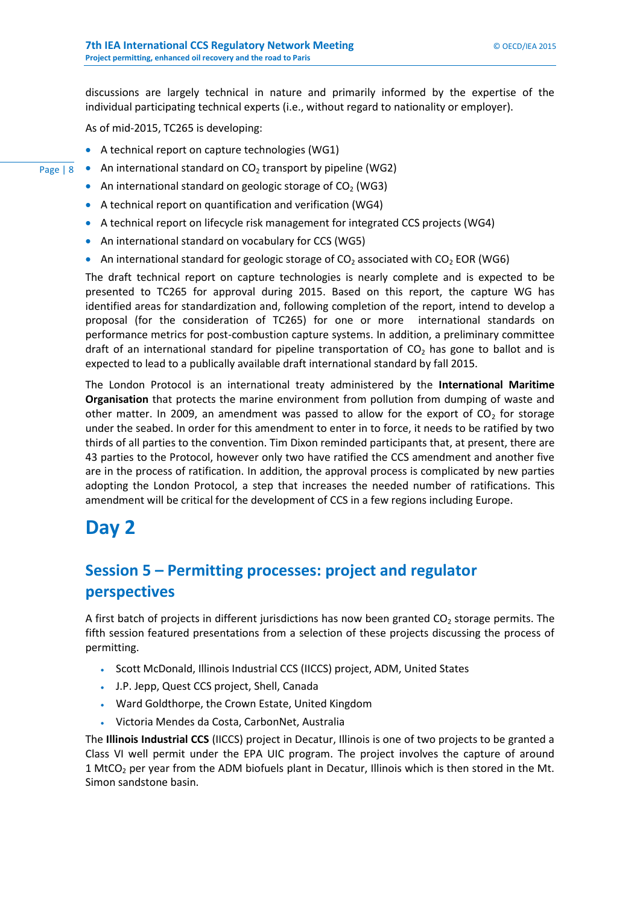discussions are largely technical in nature and primarily informed by the expertise of the individual participating technical experts (i.e., without regard to nationality or employer).

As of mid-2015, TC265 is developing:

- A technical report on capture technologies (WG1)
- An international standard on $CO_2$ transport by pipeline (WG2)
- An international standard on geologic storage of $CO_2$ (WG3)
- A technical report on quantification and verification (WG4)
- A technical report on lifecycle risk management for integrated CCS projects (WG4)
- An international standard on vocabulary for CCS (WG5)
- An international standard for geologic storage of $CO_2$ associated with $CO_2$ EOR (WG6)

The draft technical report on capture technologies is nearly complete and is expected to be presented to TC265 for approval during 2015. Based on this report, the capture WG has identified areas for standardization and, following completion of the report, intend to develop a proposal (for the consideration of TC265) for one or more international standards on performance metrics for post-combustion capture systems. In addition, a preliminary committee draft of an international standard for pipeline transportation of $CO_2$ has gone to ballot and is expected to lead to a publically available draft international standard by fall 2015.

The London Protocol is an international treaty administered by the **International Maritime Organisation** that protects the marine environment from pollution from dumping of waste and other matter. In 2009, an amendment was passed to allow for the export of $CO_2$ for storage under the seabed. In order for this amendment to enter in to force, it needs to be ratified by two thirds of all parties to the convention. Tim Dixon reminded participants that, at present, there are 43 parties to the Protocol, however only two have ratified the CCS amendment and another five are in the process of ratification. In addition, the approval process is complicated by new parties adopting the London Protocol, a step that increases the needed number of ratifications. This amendment will be critical for the development of CCS in a few regions including Europe.

# Day 2

## Session 5 – Permitting processes: project and regulator perspectives

A first batch of projects in different jurisdictions has now been granted $CO_2$ storage permits. The fifth session featured presentations from a selection of these projects discussing the process of permitting.

- Scott McDonald, Illinois Industrial CCS (IICCS) project, ADM, United States
- J.P. Jepp, Quest CCS project, Shell, Canada
- Ward Goldthorpe, the Crown Estate, United Kingdom
- Victoria Mendes da Costa, CarbonNet, Australia

The **Illinois Industrial CCS** (IICCS) project in Decatur, Illinois is one of two projects to be granted a Class VI well permit under the EPA UIC program. The project involves the capture of around 1 $MtCO_2$ per year from the ADM biofuels plant in Decatur, Illinois which is then stored in the Mt. Simon sandstone basin.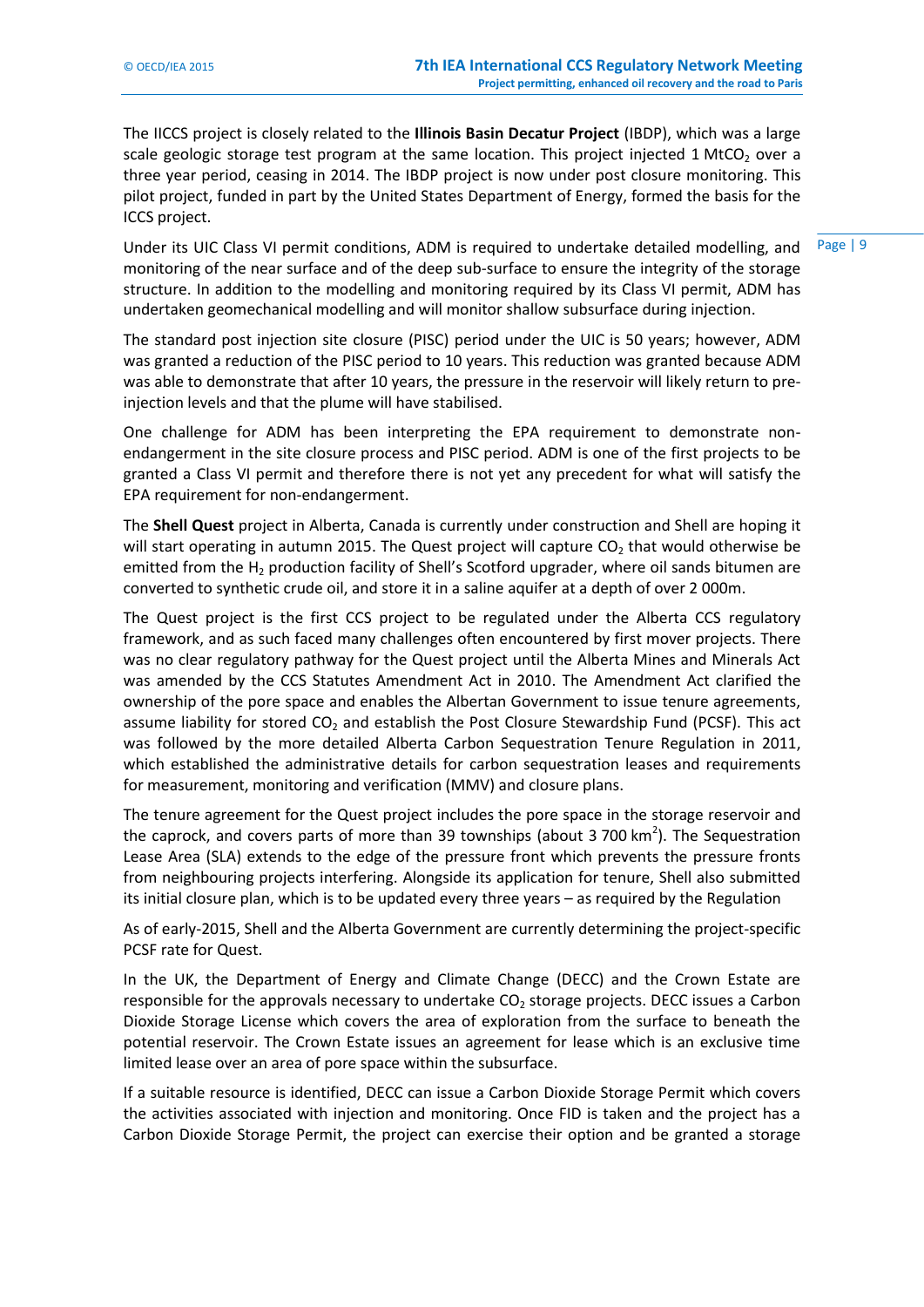The IICCS project is closely related to the **Illinois Basin Decatur Project** (IBDP), which was a large scale geologic storage test program at the same location. This project injected 1 $MtCO_2$ over a three year period, ceasing in 2014. The IBDP project is now under post closure monitoring. This pilot project, funded in part by the United States Department of Energy, formed the basis for the ICCS project.

Under its UIC Class VI permit conditions, ADM is required to undertake detailed modelling, and monitoring of the near surface and of the deep sub-surface to ensure the integrity of the storage structure. In addition to the modelling and monitoring required by its Class VI permit, ADM has undertaken geomechanical modelling and will monitor shallow subsurface during injection.

The standard post injection site closure (PISC) period under the UIC is 50 years; however, ADM was granted a reduction of the PISC period to 10 years. This reduction was granted because ADM was able to demonstrate that after 10 years, the pressure in the reservoir will likely return to pre-injection levels and that the plume will have stabilised.

One challenge for ADM has been interpreting the EPA requirement to demonstrate non-endangerment in the site closure process and PISC period. ADM is one of the first projects to be granted a Class VI permit and therefore there is not yet any precedent for what will satisfy the EPA requirement for non-endangerment.

The **Shell Quest** project in Alberta, Canada is currently under construction and Shell are hoping it will start operating in autumn 2015. The Quest project will capture $CO_2$ that would otherwise be emitted from the $H_2$ production facility of Shell's Scotford upgrader, where oil sands bitumen are converted to synthetic crude oil, and store it in a saline aquifer at a depth of over 2 000m.

The Quest project is the first CCS project to be regulated under the Alberta CCS regulatory framework, and as such faced many challenges often encountered by first mover projects. There was no clear regulatory pathway for the Quest project until the Alberta Mines and Minerals Act was amended by the CCS Statutes Amendment Act in 2010. The Amendment Act clarified the ownership of the pore space and enables the Albertan Government to issue tenure agreements, assume liability for stored $CO_2$ and establish the Post Closure Stewardship Fund (PCSF). This act was followed by the more detailed Alberta Carbon Sequestration Tenure Regulation in 2011, which established the administrative details for carbon sequestration leases and requirements for measurement, monitoring and verification (MMV) and closure plans.

The tenure agreement for the Quest project includes the pore space in the storage reservoir and the caprock, and covers parts of more than 39 townships (about 3 700 $km^2$). The Sequestration Lease Area (SLA) extends to the edge of the pressure front which prevents the pressure fronts from neighbouring projects interfering. Alongside its application for tenure, Shell also submitted its initial closure plan, which is to be updated every three years – as required by the Regulation

As of early-2015, Shell and the Alberta Government are currently determining the project-specific PCSF rate for Quest.

In the UK, the Department of Energy and Climate Change (DECC) and the Crown Estate are responsible for the approvals necessary to undertake $CO_2$ storage projects. DECC issues a Carbon Dioxide Storage License which covers the area of exploration from the surface to beneath the potential reservoir. The Crown Estate issues an agreement for lease which is an exclusive time limited lease over an area of pore space within the subsurface.

If a suitable resource is identified, DECC can issue a Carbon Dioxide Storage Permit which covers the activities associated with injection and monitoring. Once FID is taken and the project has a Carbon Dioxide Storage Permit, the project can exercise their option and be granted a storage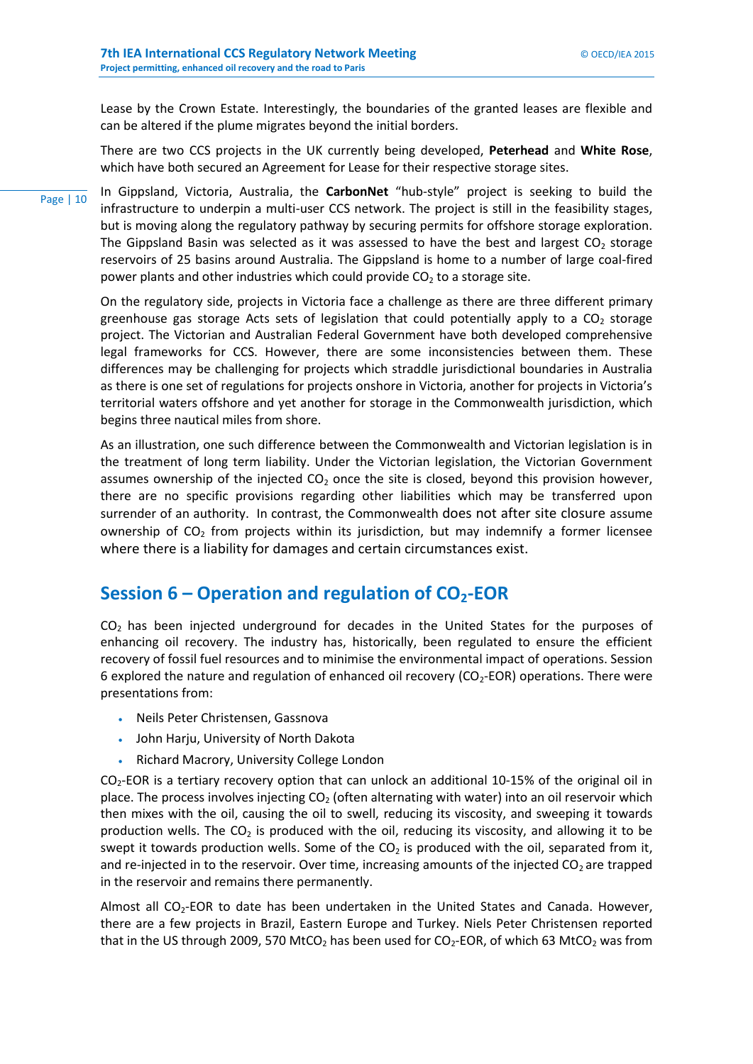Lease by the Crown Estate. Interestingly, the boundaries of the granted leases are flexible and can be altered if the plume migrates beyond the initial borders.

There are two CCS projects in the UK currently being developed, **Peterhead** and **White Rose**, which have both secured an Agreement for Lease for their respective storage sites.

In Gippsland, Victoria, Australia, the **CarbonNet** "hub-style" project is seeking to build the infrastructure to underpin a multi-user CCS network. The project is still in the feasibility stages, but is moving along the regulatory pathway by securing permits for offshore storage exploration. The Gippsland Basin was selected as it was assessed to have the best and largest $CO_2$ storage reservoirs of 25 basins around Australia. The Gippsland is home to a number of large coal-fired power plants and other industries which could provide $CO_2$ to a storage site.

On the regulatory side, projects in Victoria face a challenge as there are three different primary greenhouse gas storage Acts sets of legislation that could potentially apply to a $CO_2$ storage project. The Victorian and Australian Federal Government have both developed comprehensive legal frameworks for CCS. However, there are some inconsistencies between them. These differences may be challenging for projects which straddle jurisdictional boundaries in Australia as there is one set of regulations for projects onshore in Victoria, another for projects in Victoria's territorial waters offshore and yet another for storage in the Commonwealth jurisdiction, which begins three nautical miles from shore.

As an illustration, one such difference between the Commonwealth and Victorian legislation is in the treatment of long term liability. Under the Victorian legislation, the Victorian Government assumes ownership of the injected $CO_2$ once the site is closed, beyond this provision however, there are no specific provisions regarding other liabilities which may be transferred upon surrender of an authority. In contrast, the Commonwealth does not after site closure assume ownership of $CO_2$ from projects within its jurisdiction, but may indemnify a former licensee where there is a liability for damages and certain circumstances exist.

## Session 6 – Operation and regulation of $CO_2$-EOR

$CO_2$ has been injected underground for decades in the United States for the purposes of enhancing oil recovery. The industry has, historically, been regulated to ensure the efficient recovery of fossil fuel resources and to minimise the environmental impact of operations. Session 6 explored the nature and regulation of enhanced oil recovery ($CO_2$-EOR) operations. There were presentations from:

- Neils Peter Christensen, Gassnova
- John Harju, University of North Dakota
- Richard Macrory, University College London

$CO_2$-EOR is a tertiary recovery option that can unlock an additional 10-15% of the original oil in place. The process involves injecting $CO_2$ (often alternating with water) into an oil reservoir which then mixes with the oil, causing the oil to swell, reducing its viscosity, and sweeping it towards production wells. The $CO_2$ is produced with the oil, reducing its viscosity, and allowing it to be swept it towards production wells. Some of the $CO_2$ is produced with the oil, separated from it, and re-injected in to the reservoir. Over time, increasing amounts of the injected $CO_2$ are trapped in the reservoir and remains there permanently.

Almost all $CO_2$-EOR to date has been undertaken in the United States and Canada. However, there are a few projects in Brazil, Eastern Europe and Turkey. Niels Peter Christensen reported that in the US through 2009, 570 $MtCO_2$ has been used for $CO_2$-EOR, of which 63 $MtCO_2$ was from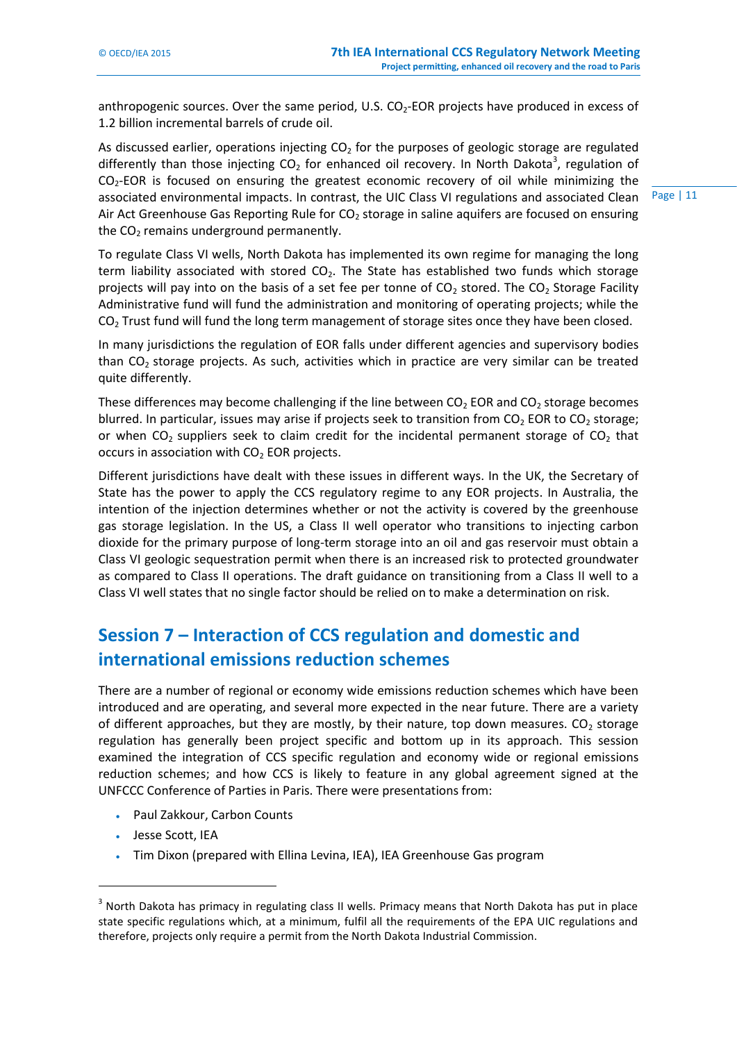anthropogenic sources. Over the same period, U.S. $CO_2$-EOR projects have produced in excess of 1.2 billion incremental barrels of crude oil.

As discussed earlier, operations injecting $CO_2$ for the purposes of geologic storage are regulated differently than those injecting $CO_2$ for enhanced oil recovery. In North Dakota[3], regulation of $CO_2$-EOR is focused on ensuring the greatest economic recovery of oil while minimizing the associated environmental impacts. In contrast, the UIC Class VI regulations and associated Clean Air Act Greenhouse Gas Reporting Rule for $CO_2$ storage in saline aquifers are focused on ensuring the $CO_2$ remains underground permanently.

To regulate Class VI wells, North Dakota has implemented its own regime for managing the long term liability associated with stored $CO_2$. The State has established two funds which storage projects will pay into on the basis of a set fee per tonne of $CO_2$ stored. The $CO_2$ Storage Facility Administrative fund will fund the administration and monitoring of operating projects; while the $CO_2$ Trust fund will fund the long term management of storage sites once they have been closed.

In many jurisdictions the regulation of EOR falls under different agencies and supervisory bodies than $CO_2$ storage projects. As such, activities which in practice are very similar can be treated quite differently.

These differences may become challenging if the line between $CO_2$ EOR and $CO_2$ storage becomes blurred. In particular, issues may arise if projects seek to transition from $CO_2$ EOR to $CO_2$ storage; or when $CO_2$ suppliers seek to claim credit for the incidental permanent storage of $CO_2$ that occurs in association with $CO_2$ EOR projects.

Different jurisdictions have dealt with these issues in different ways. In the UK, the Secretary of State has the power to apply the CCS regulatory regime to any EOR projects. In Australia, the intention of the injection determines whether or not the activity is covered by the greenhouse gas storage legislation. In the US, a Class II well operator who transitions to injecting carbon dioxide for the primary purpose of long-term storage into an oil and gas reservoir must obtain a Class VI geologic sequestration permit when there is an increased risk to protected groundwater as compared to Class II operations. The draft guidance on transitioning from a Class II well to a Class VI well states that no single factor should be relied on to make a determination on risk.

## Session 7 – Interaction of CCS regulation and domestic and international emissions reduction schemes

There are a number of regional or economy wide emissions reduction schemes which have been introduced and are operating, and several more expected in the near future. There are a variety of different approaches, but they are mostly, by their nature, top down measures. $CO_2$ storage regulation has generally been project specific and bottom up in its approach. This session examined the integration of CCS specific regulation and economy wide or regional emissions reduction schemes; and how CCS is likely to feature in any global agreement signed at the UNFCCC Conference of Parties in Paris. There were presentations from:

- Paul Zakkour, Carbon Counts
- Jesse Scott, IEA
- Tim Dixon (prepared with Ellina Levina, IEA), IEA Greenhouse Gas program

---

[3] North Dakota has primacy in regulating class II wells. Primacy means that North Dakota has put in place state specific regulations which, at a minimum, fulfil all the requirements of the EPA UIC regulations and therefore, projects only require a permit from the North Dakota Industrial Commission.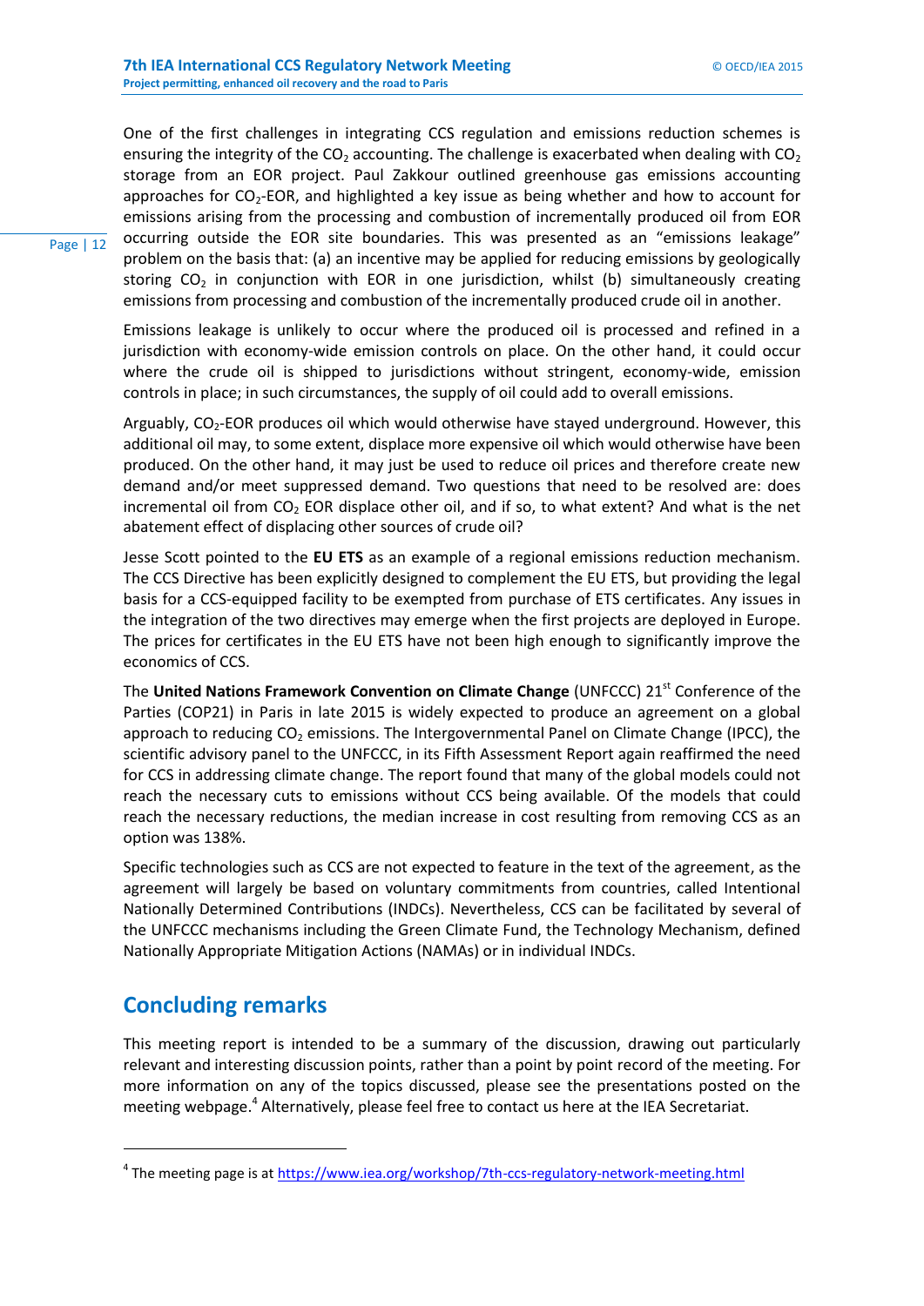One of the first challenges in integrating CCS regulation and emissions reduction schemes is ensuring the integrity of the $CO_2$ accounting. The challenge is exacerbated when dealing with $CO_2$ storage from an EOR project. Paul Zakkour outlined greenhouse gas emissions accounting approaches for $CO_2$-EOR, and highlighted a key issue as being whether and how to account for emissions arising from the processing and combustion of incrementally produced oil from EOR occurring outside the EOR site boundaries. This was presented as an "emissions leakage" problem on the basis that: (a) an incentive may be applied for reducing emissions by geologically storing $CO_2$ in conjunction with EOR in one jurisdiction, whilst (b) simultaneously creating emissions from processing and combustion of the incrementally produced crude oil in another.

Emissions leakage is unlikely to occur where the produced oil is processed and refined in a jurisdiction with economy-wide emission controls on place. On the other hand, it could occur where the crude oil is shipped to jurisdictions without stringent, economy-wide, emission controls in place; in such circumstances, the supply of oil could add to overall emissions.

Arguably, $CO_2$-EOR produces oil which would otherwise have stayed underground. However, this additional oil may, to some extent, displace more expensive oil which would otherwise have been produced. On the other hand, it may just be used to reduce oil prices and therefore create new demand and/or meet suppressed demand. Two questions that need to be resolved are: does incremental oil from $CO_2$ EOR displace other oil, and if so, to what extent? And what is the net abatement effect of displacing other sources of crude oil?

Jesse Scott pointed to the **EU ETS** as an example of a regional emissions reduction mechanism. The CCS Directive has been explicitly designed to complement the EU ETS, but providing the legal basis for a CCS-equipped facility to be exempted from purchase of ETS certificates. Any issues in the integration of the two directives may emerge when the first projects are deployed in Europe. The prices for certificates in the EU ETS have not been high enough to significantly improve the economics of CCS.

The **United Nations Framework Convention on Climate Change** (UNFCCC) 21st Conference of the Parties (COP21) in Paris in late 2015 is widely expected to produce an agreement on a global approach to reducing $CO_2$ emissions. The Intergovernmental Panel on Climate Change (IPCC), the scientific advisory panel to the UNFCCC, in its Fifth Assessment Report again reaffirmed the need for CCS in addressing climate change. The report found that many of the global models could not reach the necessary cuts to emissions without CCS being available. Of the models that could reach the necessary reductions, the median increase in cost resulting from removing CCS as an option was 138%.

Specific technologies such as CCS are not expected to feature in the text of the agreement, as the agreement will largely be based on voluntary commitments from countries, called Intentional Nationally Determined Contributions (INDCs). Nevertheless, CCS can be facilitated by several of the UNFCCC mechanisms including the Green Climate Fund, the Technology Mechanism, defined Nationally Appropriate Mitigation Actions (NAMAs) or in individual INDCs.

## Concluding remarks

This meeting report is intended to be a summary of the discussion, drawing out particularly relevant and interesting discussion points, rather than a point by point record of the meeting. For more information on any of the topics discussed, please see the presentations posted on the meeting webpage.[4] Alternatively, please feel free to contact us here at the IEA Secretariat.

---

[4] The meeting page is at https://www.iea.org/workshop/7th-ccs-regulatory-network-meeting.html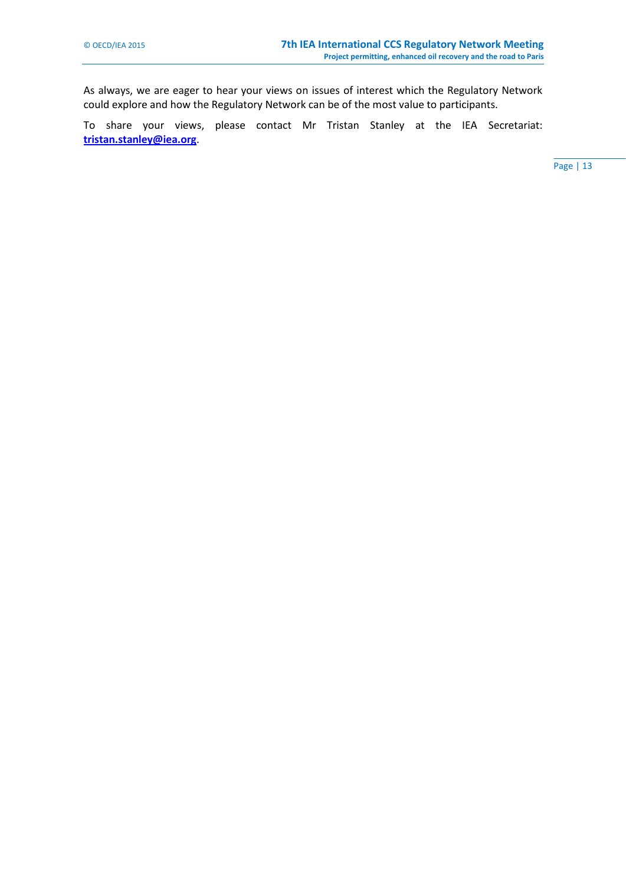As always, we are eager to hear your views on issues of interest which the Regulatory Network could explore and how the Regulatory Network can be of the most value to participants.

To share your views, please contact Mr Tristan Stanley at the IEA Secretariat: **tristan.stanley@iea.org**.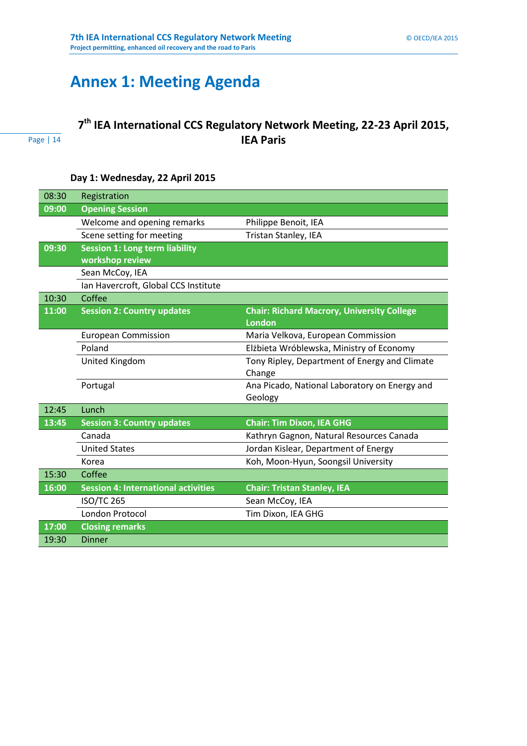# Annex 1: Meeting Agenda

## 7[th] IEA International CCS Regulatory Network Meeting, 22-23 April 2015, IEA Paris

### Day 1: Wednesday, 22 April 2015

| | | |
|---|---|---|
| 08:30 | Registration | |
| **09:00** | **Opening Session** | |
| | Welcome and opening remarks | Philippe Benoit, IEA |
| | Scene setting for meeting | Tristan Stanley, IEA |
| **09:30** | **Session 1: Long term liability workshop review** | |
| | Sean McCoy, IEA | |
| | Ian Havercroft, Global CCS Institute | |
| 10:30 | Coffee | |
| **11:00** | **Session 2: Country updates** | **Chair: Richard Macrory, University College London** |
| | European Commission | Maria Velkova, European Commission |
| | Poland | Elżbieta Wróblewska, Ministry of Economy |
| | United Kingdom | Tony Ripley, Department of Energy and Climate Change |
| | Portugal | Ana Picado, National Laboratory on Energy and Geology |
| 12:45 | Lunch | |
| **13:45** | **Session 3: Country updates** | **Chair: Tim Dixon, IEA GHG** |
| | Canada | Kathryn Gagnon, Natural Resources Canada |
| | United States | Jordan Kislear, Department of Energy |
| | Korea | Koh, Moon-Hyun, Soongsil University |
| 15:30 | Coffee | |
| **16:00** | **Session 4: International activities** | **Chair: Tristan Stanley, IEA** |
| | ISO/TC 265 | Sean McCoy, IEA |
| | London Protocol | Tim Dixon, IEA GHG |
| **17:00** | **Closing remarks** | |
| 19:30 | Dinner | |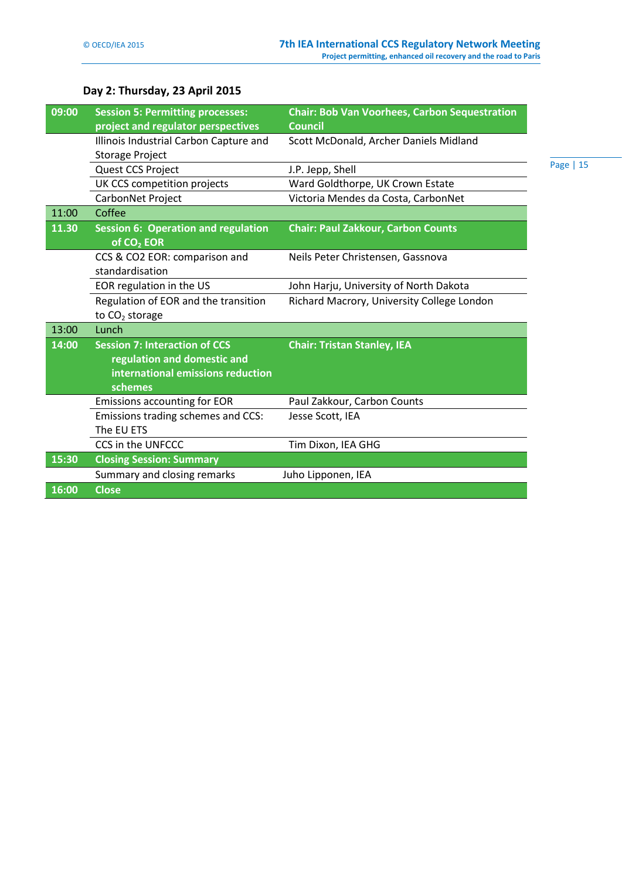## Day 2: Thursday, 23 April 2015

| | | |
|---|---|---|
| **09:00** | **Session 5: Permitting processes: project and regulator perspectives** | **Chair: Bob Van Voorhees, Carbon Sequestration Council** |
| | Illinois Industrial Carbon Capture and Storage Project | Scott McDonald, Archer Daniels Midland |
| | Quest CCS Project | J.P. Jepp, Shell |
| | UK CCS competition projects | Ward Goldthorpe, UK Crown Estate |
| | CarbonNet Project | Victoria Mendes da Costa, CarbonNet |
| 11:00 | Coffee | |
| **11.30** | **Session 6: Operation and regulation of $CO_2$ EOR** | **Chair: Paul Zakkour, Carbon Counts** |
| | CCS & CO2 EOR: comparison and standardisation | Neils Peter Christensen, Gassnova |
| | EOR regulation in the US | John Harju, University of North Dakota |
| | Regulation of EOR and the transition to $CO_2$ storage | Richard Macrory, University College London |
| 13:00 | Lunch | |
| **14:00** | **Session 7: Interaction of CCS regulation and domestic and international emissions reduction schemes** | **Chair: Tristan Stanley, IEA** |
| | Emissions accounting for EOR | Paul Zakkour, Carbon Counts |
| | Emissions trading schemes and CCS: The EU ETS | Jesse Scott, IEA |
| | CCS in the UNFCCC | Tim Dixon, IEA GHG |
| **15:30** | **Closing Session: Summary** | |
| | Summary and closing remarks | Juho Lipponen, IEA |
| **16:00** | **Close** | |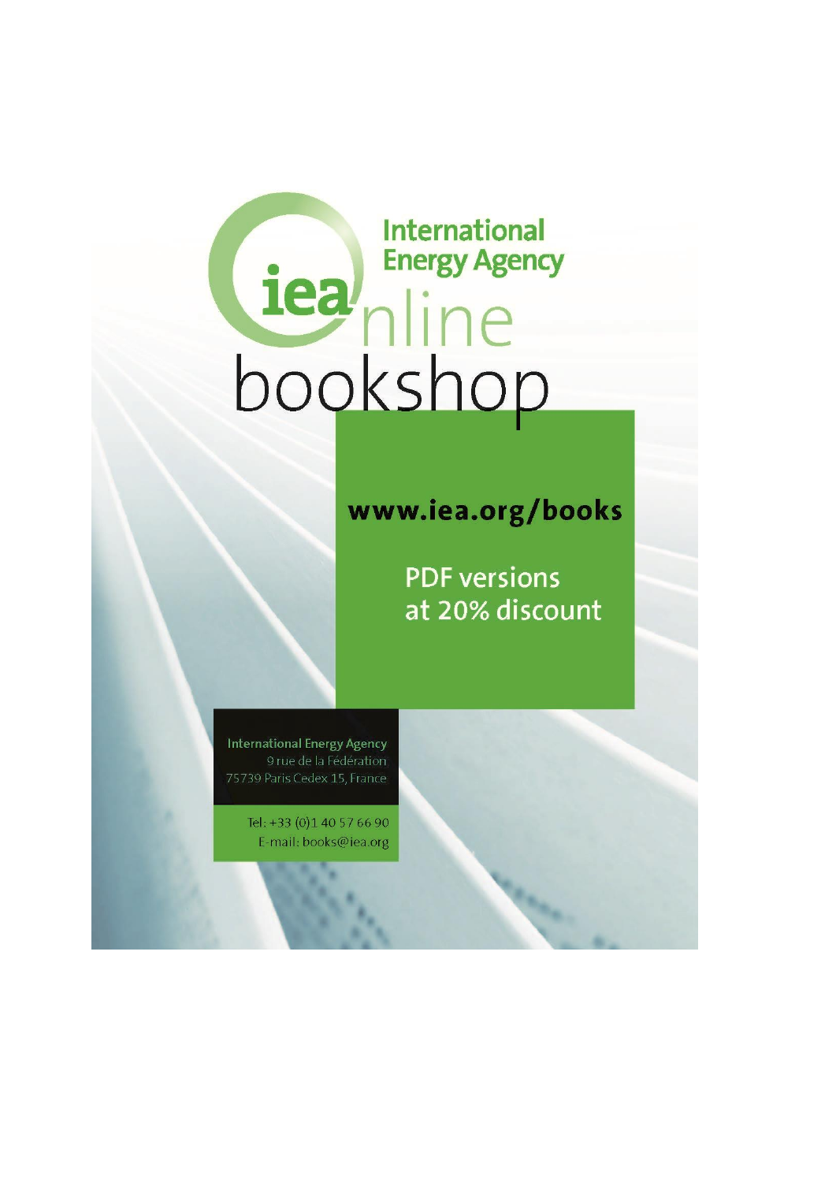# International Energy Agency

# iea online bookshop

**www.iea.org/books**

PDF versions at 20% discount

International Energy Agency
9 rue de la Fédération
75739 Paris Cedex 15, France

Tel: +33 (0)1 40 57 66 90
E-mail: books@iea.org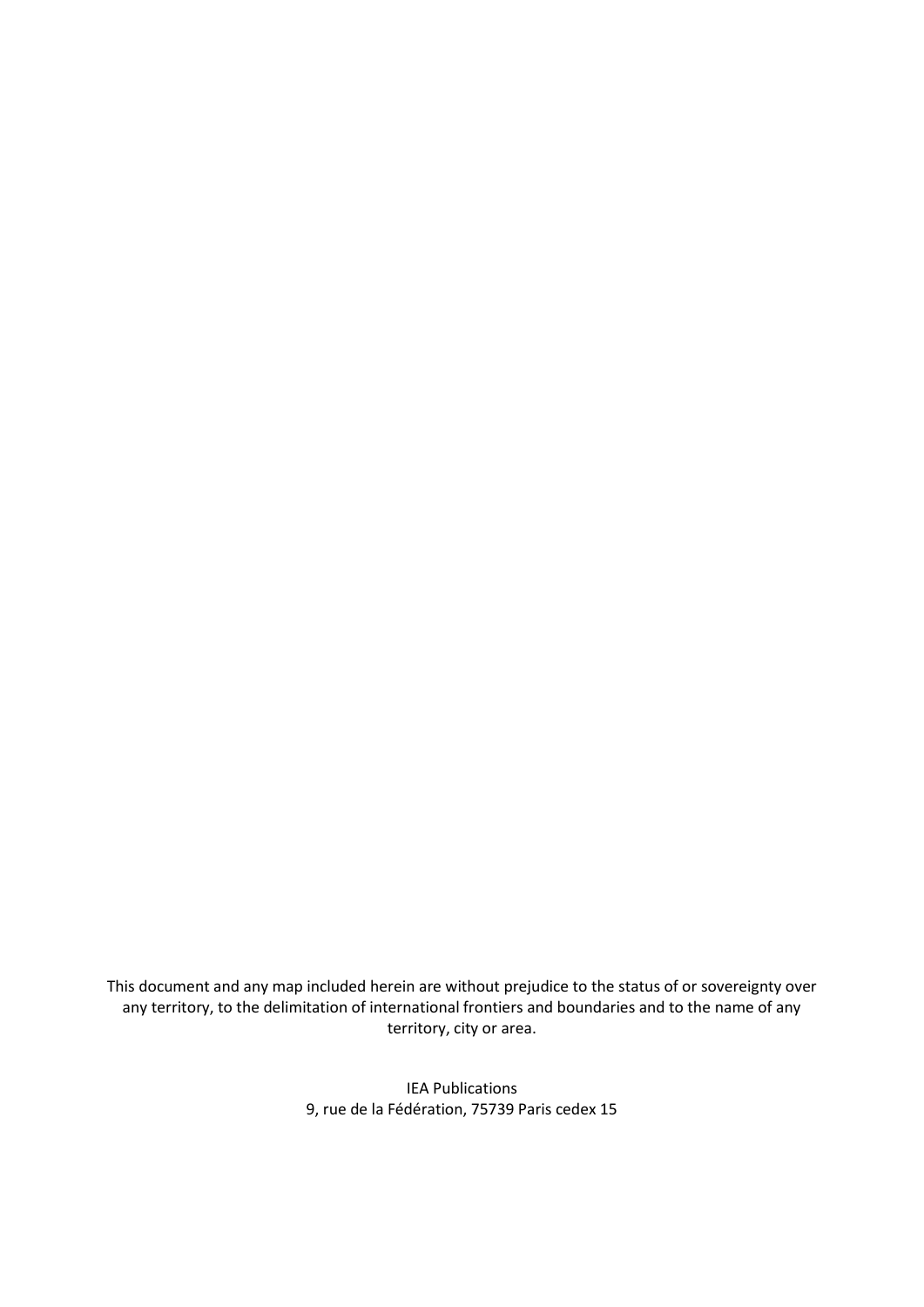This document and any map included herein are without prejudice to the status of or sovereignty over any territory, to the delimitation of international frontiers and boundaries and to the name of any territory, city or area.

IEA Publications
9, rue de la Fédération, 75739 Paris cedex 15